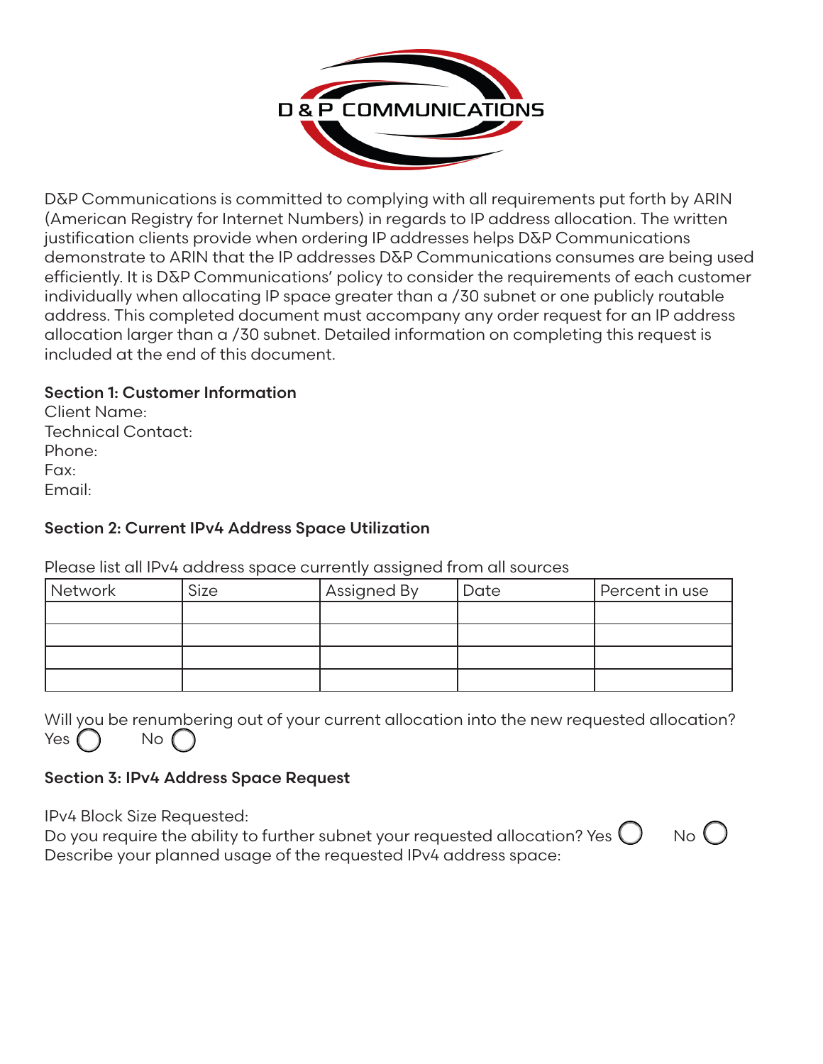D & P COMMUNICATIONS

D&P Communications is committed to complying with all requirements put forth by ARIN (American Registry for Internet Numbers) in regards to IP address allocation. The written justification clients provide when ordering IP addresses helps D&P Communications demonstrate to ARIN that the IP addresses D&P Communications consumes are being used efficiently. It is D&P Communications' policy to consider the requirements of each customer individually when allocating IP space greater than a /30 subnet or one publicly routable address. This completed document must accompany any order request for an IP address allocation larger than a /30 subnet. Detailed information on completing this request is included at the end of this document.

**Section 1: Customer Information**

Client Name:
Technical Contact:
Phone:
Fax:
Email:

**Section 2: Current IPv4 Address Space Utilization**

Please list all IPv4 address space currently assigned from all sources

| Network | Size | Assigned By | Date | Percent in use |
|---|---|---|---|---|
| | | | | |
| | | | | |
| | | | | |
| | | | | |

Will you be renumbering out of your current allocation into the new requested allocation?
Yes ◯ No ◯

**Section 3: IPv4 Address Space Request**

IPv4 Block Size Requested:
Do you require the ability to further subnet your requested allocation? Yes ◯ No ◯
Describe your planned usage of the requested IPv4 address space: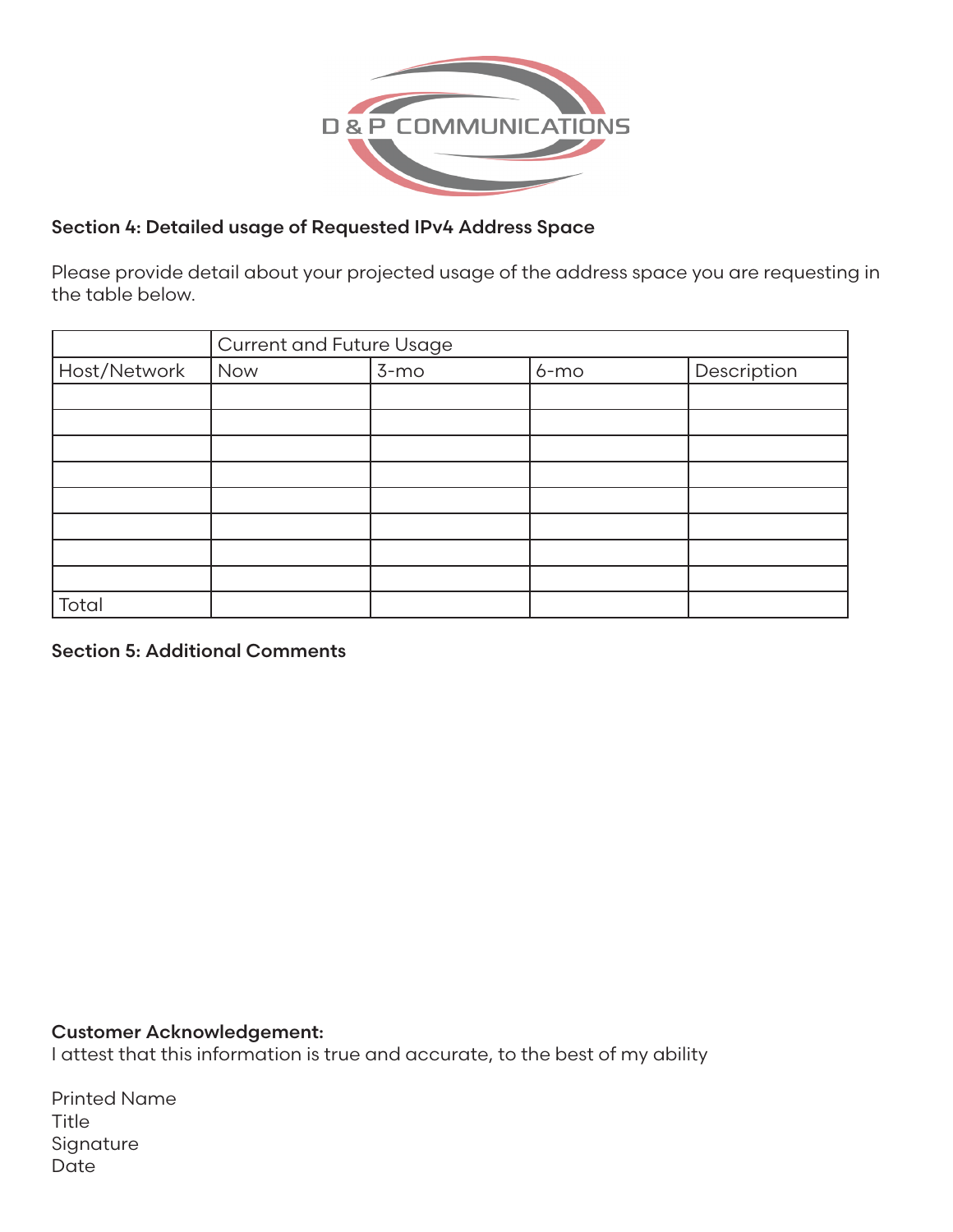D & P COMMUNICATIONS

**Section 4: Detailed usage of Requested IPv4 Address Space**

Please provide detail about your projected usage of the address space you are requesting in the table below.

| | Current and Future Usage | | | |
|---|---|---|---|---|
| Host/Network | Now | 3-mo | 6-mo | Description |
| | | | | |
| | | | | |
| | | | | |
| | | | | |
| | | | | |
| | | | | |
| | | | | |
| | | | | |
| Total | | | | |

**Section 5: Additional Comments**

**Customer Acknowledgement:**
I attest that this information is true and accurate, to the best of my ability

Printed Name
Title
Signature
Date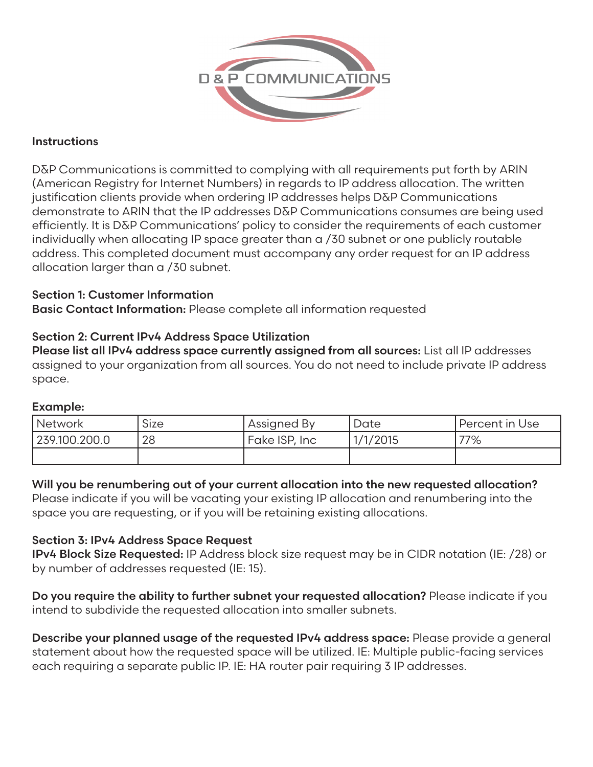D & P COMMUNICATIONS

**Instructions**

D&P Communications is committed to complying with all requirements put forth by ARIN (American Registry for Internet Numbers) in regards to IP address allocation. The written justification clients provide when ordering IP addresses helps D&P Communications demonstrate to ARIN that the IP addresses D&P Communications consumes are being used efficiently. It is D&P Communications' policy to consider the requirements of each customer individually when allocating IP space greater than a /30 subnet or one publicly routable address. This completed document must accompany any order request for an IP address allocation larger than a /30 subnet.

**Section 1: Customer Information**
**Basic Contact Information:** Please complete all information requested

**Section 2: Current IPv4 Address Space Utilization**
**Please list all IPv4 address space currently assigned from all sources:** List all IP addresses assigned to your organization from all sources. You do not need to include private IP address space.

**Example:**

| Network | Size | Assigned By | Date | Percent in Use |
|---|---|---|---|---|
| 239.100.200.0 | 28 | Fake ISP, Inc | 1/1/2015 | 77% |
| | | | | |

**Will you be renumbering out of your current allocation into the new requested allocation?** Please indicate if you will be vacating your existing IP allocation and renumbering into the space you are requesting, or if you will be retaining existing allocations.

**Section 3: IPv4 Address Space Request**
**IPv4 Block Size Requested:** IP Address block size request may be in CIDR notation (IE: /28) or by number of addresses requested (IE: 15).

**Do you require the ability to further subnet your requested allocation?** Please indicate if you intend to subdivide the requested allocation into smaller subnets.

**Describe your planned usage of the requested IPv4 address space:** Please provide a general statement about how the requested space will be utilized. IE: Multiple public-facing services each requiring a separate public IP. IE: HA router pair requiring 3 IP addresses.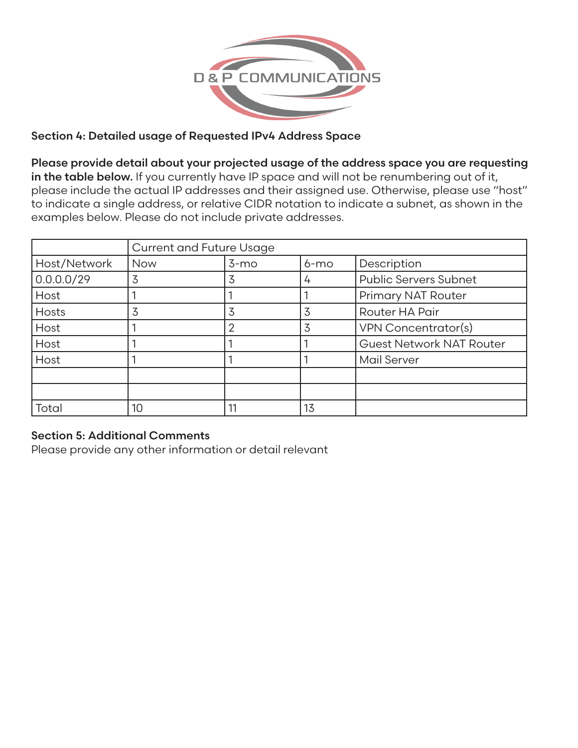D & P COMMUNICATIONS

**Section 4: Detailed usage of Requested IPv4 Address Space**

**Please provide detail about your projected usage of the address space you are requesting in the table below.** If you currently have IP space and will not be renumbering out of it, please include the actual IP addresses and their assigned use. Otherwise, please use "host" to indicate a single address, or relative CIDR notation to indicate a subnet, as shown in the examples below. Please do not include private addresses.

| | Current and Future Usage | | | |
|---|---|---|---|---|
| Host/Network | Now | 3-mo | 6-mo | Description |
| 0.0.0.0/29 | 3 | 3 | 4 | Public Servers Subnet |
| Host | 1 | 1 | 1 | Primary NAT Router |
| Hosts | 3 | 3 | 3 | Router HA Pair |
| Host | 1 | 2 | 3 | VPN Concentrator(s) |
| Host | 1 | 1 | 1 | Guest Network NAT Router |
| Host | 1 | 1 | 1 | Mail Server |
| | | | | |
| | | | | |
| Total | 10 | 11 | 13 | |

**Section 5: Additional Comments**

Please provide any other information or detail relevant